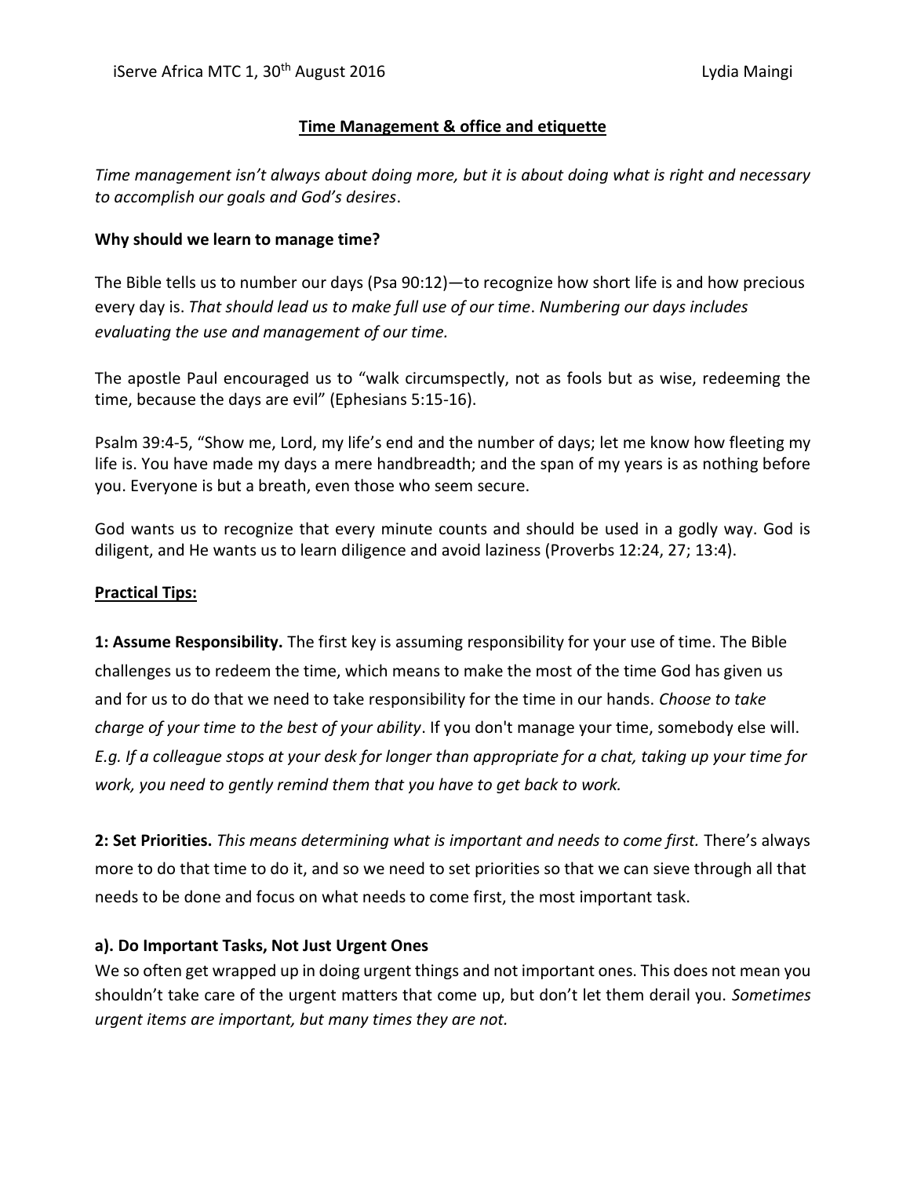iServe Africa MTC 1, 30th August 2016 Lydia Maingi

# Time Management & office and etiquette

*Time management isn't always about doing more, but it is about doing what is right and necessary to accomplish our goals and God's desires*.

**Why should we learn to manage time?**

The Bible tells us to number our days (Psa 90:12)—to recognize how short life is and how precious every day is. *That should lead us to make full use of our time*. *Numbering our days includes evaluating the use and management of our time.*

The apostle Paul encouraged us to "walk circumspectly, not as fools but as wise, redeeming the time, because the days are evil" (Ephesians 5:15-16).

Psalm 39:4-5, "Show me, Lord, my life's end and the number of days; let me know how fleeting my life is. You have made my days a mere handbreadth; and the span of my years is as nothing before you. Everyone is but a breath, even those who seem secure.

God wants us to recognize that every minute counts and should be used in a godly way. God is diligent, and He wants us to learn diligence and avoid laziness (Proverbs 12:24, 27; 13:4).

## Practical Tips:

**1: Assume Responsibility.** The first key is assuming responsibility for your use of time. The Bible challenges us to redeem the time, which means to make the most of the time God has given us and for us to do that we need to take responsibility for the time in our hands. *Choose to take charge of your time to the best of your ability*. If you don't manage your time, somebody else will. *E.g. If a colleague stops at your desk for longer than appropriate for a chat, taking up your time for work, you need to gently remind them that you have to get back to work.*

**2: Set Priorities.** *This means determining what is important and needs to come first.* There's always more to do that time to do it, and so we need to set priorities so that we can sieve through all that needs to be done and focus on what needs to come first, the most important task.

**a). Do Important Tasks, Not Just Urgent Ones**

We so often get wrapped up in doing urgent things and not important ones. This does not mean you shouldn't take care of the urgent matters that come up, but don't let them derail you. *Sometimes urgent items are important, but many times they are not.*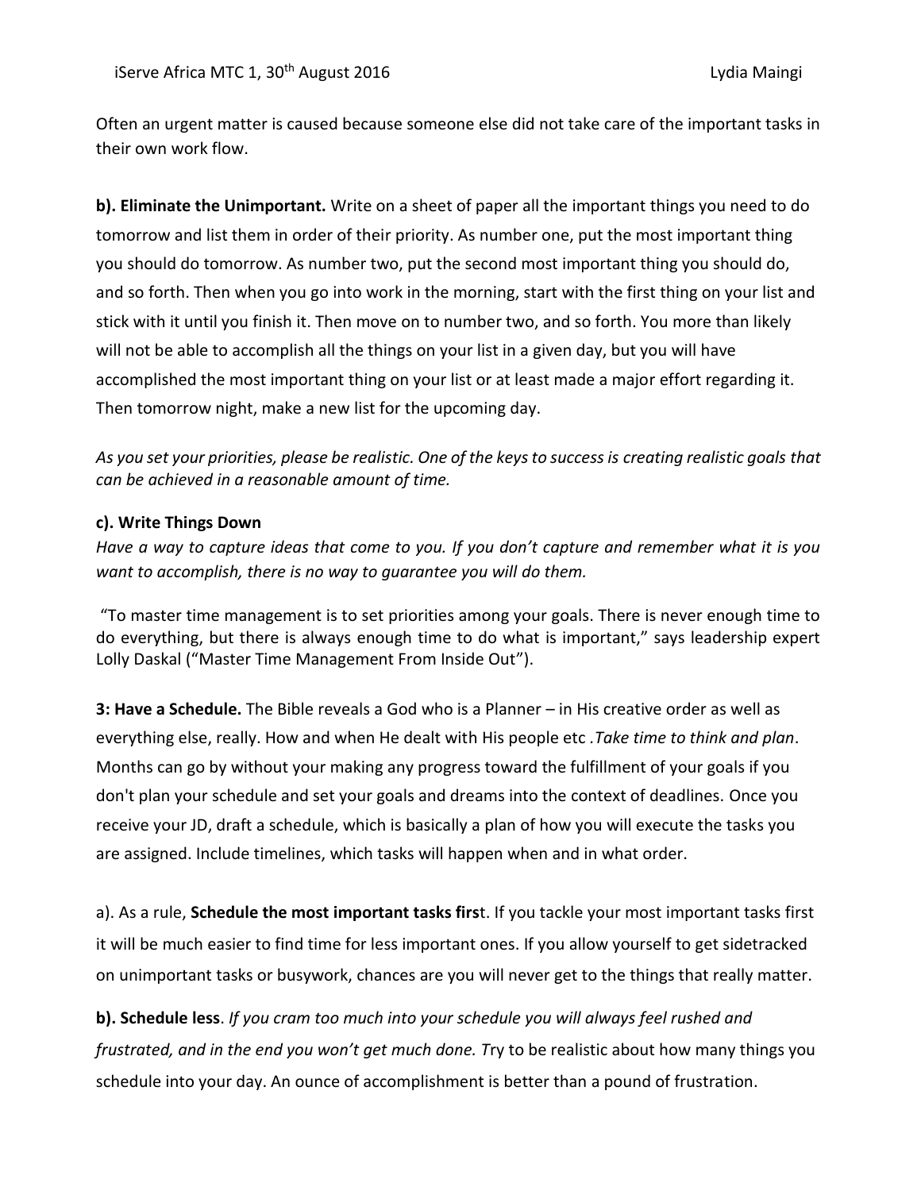Often an urgent matter is caused because someone else did not take care of the important tasks in their own work flow.

**b). Eliminate the Unimportant.** Write on a sheet of paper all the important things you need to do tomorrow and list them in order of their priority. As number one, put the most important thing you should do tomorrow. As number two, put the second most important thing you should do, and so forth. Then when you go into work in the morning, start with the first thing on your list and stick with it until you finish it. Then move on to number two, and so forth. You more than likely will not be able to accomplish all the things on your list in a given day, but you will have accomplished the most important thing on your list or at least made a major effort regarding it. Then tomorrow night, make a new list for the upcoming day.

*As you set your priorities, please be realistic. One of the keys to success is creating realistic goals that can be achieved in a reasonable amount of time.*

**c). Write Things Down**

*Have a way to capture ideas that come to you. If you don't capture and remember what it is you want to accomplish, there is no way to guarantee you will do them.*

"To master time management is to set priorities among your goals. There is never enough time to do everything, but there is always enough time to do what is important," says leadership expert Lolly Daskal ("Master Time Management From Inside Out").

**3: Have a Schedule.** The Bible reveals a God who is a Planner – in His creative order as well as everything else, really. How and when He dealt with His people etc .*Take time to think and plan*. Months can go by without your making any progress toward the fulfillment of your goals if you don't plan your schedule and set your goals and dreams into the context of deadlines. Once you receive your JD, draft a schedule, which is basically a plan of how you will execute the tasks you are assigned. Include timelines, which tasks will happen when and in what order.

a). As a rule, **Schedule the most important tasks firs**t. If you tackle your most important tasks first it will be much easier to find time for less important ones. If you allow yourself to get sidetracked on unimportant tasks or busywork, chances are you will never get to the things that really matter.

**b). Schedule less**. *If you cram too much into your schedule you will always feel rushed and frustrated, and in the end you won't get much done. T*ry to be realistic about how many things you schedule into your day. An ounce of accomplishment is better than a pound of frustration.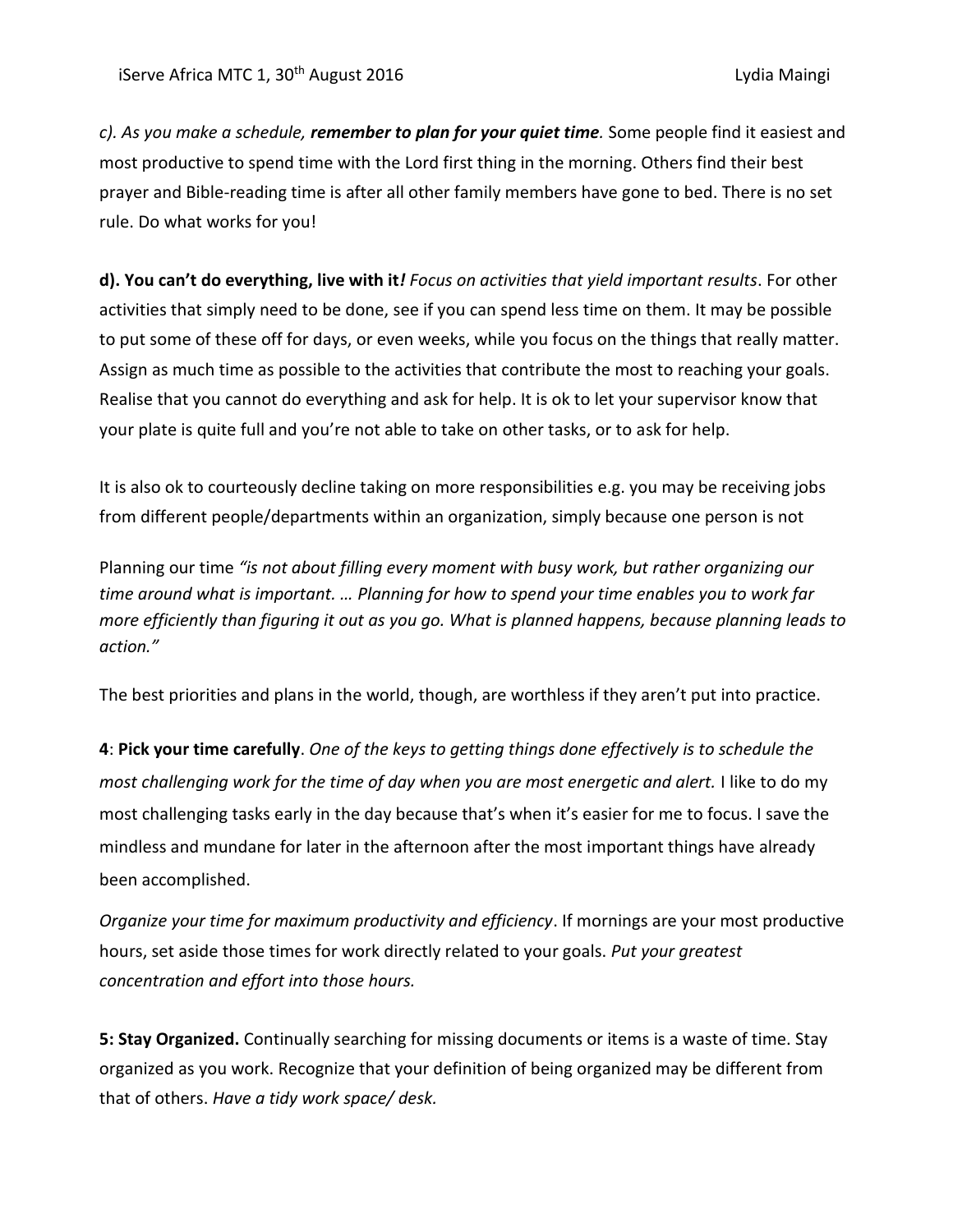*c). As you make a schedule, **remember to plan for your quiet time**.* Some people find it easiest and most productive to spend time with the Lord first thing in the morning. Others find their best prayer and Bible-reading time is after all other family members have gone to bed. There is no set rule. Do what works for you!

**d). You can't do everything, live with it*!*** *Focus on activities that yield important results*. For other activities that simply need to be done, see if you can spend less time on them. It may be possible to put some of these off for days, or even weeks, while you focus on the things that really matter. Assign as much time as possible to the activities that contribute the most to reaching your goals. Realise that you cannot do everything and ask for help. It is ok to let your supervisor know that your plate is quite full and you're not able to take on other tasks, or to ask for help.

It is also ok to courteously decline taking on more responsibilities e.g. you may be receiving jobs from different people/departments within an organization, simply because one person is not

Planning our time *"is not about filling every moment with busy work, but rather organizing our time around what is important. … Planning for how to spend your time enables you to work far more efficiently than figuring it out as you go. What is planned happens, because planning leads to action."*

The best priorities and plans in the world, though, are worthless if they aren't put into practice.

**4**: **Pick your time carefully**. *One of the keys to getting things done effectively is to schedule the most challenging work for the time of day when you are most energetic and alert.* I like to do my most challenging tasks early in the day because that's when it's easier for me to focus. I save the mindless and mundane for later in the afternoon after the most important things have already been accomplished.

*Organize your time for maximum productivity and efficiency*. If mornings are your most productive hours, set aside those times for work directly related to your goals. *Put your greatest concentration and effort into those hours.*

**5: Stay Organized.** Continually searching for missing documents or items is a waste of time. Stay organized as you work. Recognize that your definition of being organized may be different from that of others. *Have a tidy work space/ desk.*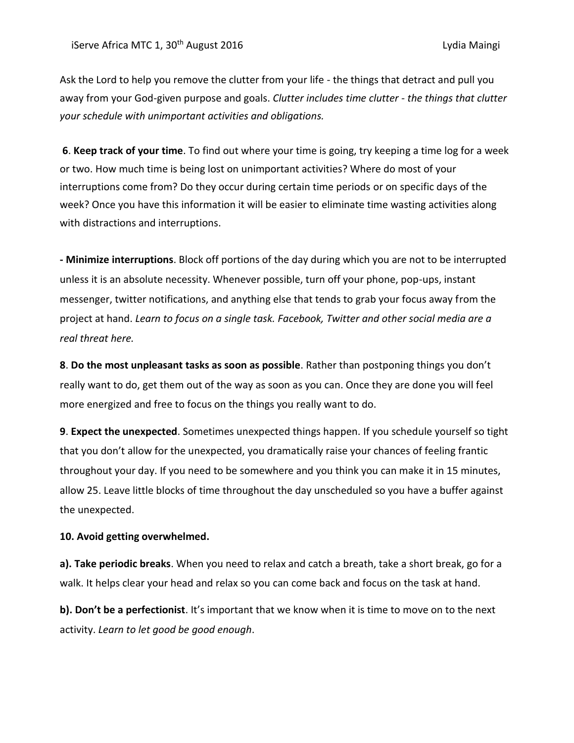Ask the Lord to help you remove the clutter from your life - the things that detract and pull you away from your God-given purpose and goals. *Clutter includes time clutter - the things that clutter your schedule with unimportant activities and obligations.*

**6**. **Keep track of your time**. To find out where your time is going, try keeping a time log for a week or two. How much time is being lost on unimportant activities? Where do most of your interruptions come from? Do they occur during certain time periods or on specific days of the week? Once you have this information it will be easier to eliminate time wasting activities along with distractions and interruptions.

**- Minimize interruptions**. Block off portions of the day during which you are not to be interrupted unless it is an absolute necessity. Whenever possible, turn off your phone, pop-ups, instant messenger, twitter notifications, and anything else that tends to grab your focus away from the project at hand. *Learn to focus on a single task. Facebook, Twitter and other social media are a real threat here.*

**8**. **Do the most unpleasant tasks as soon as possible**. Rather than postponing things you don't really want to do, get them out of the way as soon as you can. Once they are done you will feel more energized and free to focus on the things you really want to do.

**9**. **Expect the unexpected**. Sometimes unexpected things happen. If you schedule yourself so tight that you don't allow for the unexpected, you dramatically raise your chances of feeling frantic throughout your day. If you need to be somewhere and you think you can make it in 15 minutes, allow 25. Leave little blocks of time throughout the day unscheduled so you have a buffer against the unexpected.

**10. Avoid getting overwhelmed.**

**a). Take periodic breaks**. When you need to relax and catch a breath, take a short break, go for a walk. It helps clear your head and relax so you can come back and focus on the task at hand.

**b). Don't be a perfectionist**. It's important that we know when it is time to move on to the next activity. *Learn to let good be good enough*.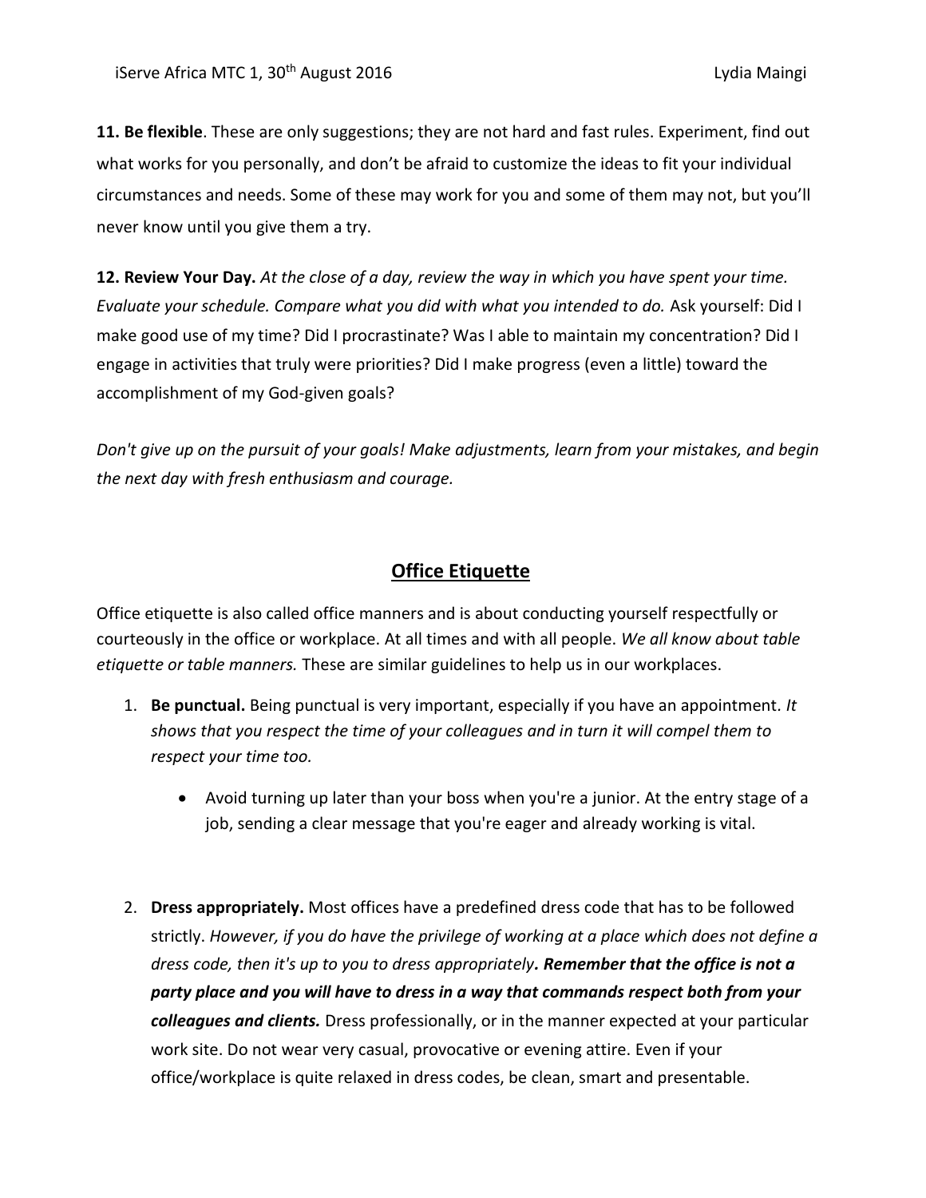**11. Be flexible**. These are only suggestions; they are not hard and fast rules. Experiment, find out what works for you personally, and don't be afraid to customize the ideas to fit your individual circumstances and needs. Some of these may work for you and some of them may not, but you'll never know until you give them a try.

**12. Review Your Day.** *At the close of a day, review the way in which you have spent your time. Evaluate your schedule. Compare what you did with what you intended to do.* Ask yourself: Did I make good use of my time? Did I procrastinate? Was I able to maintain my concentration? Did I engage in activities that truly were priorities? Did I make progress (even a little) toward the accomplishment of my God-given goals?

*Don't give up on the pursuit of your goals! Make adjustments, learn from your mistakes, and begin the next day with fresh enthusiasm and courage.*

## Office Etiquette

Office etiquette is also called office manners and is about conducting yourself respectfully or courteously in the office or workplace. At all times and with all people. *We all know about table etiquette or table manners.* These are similar guidelines to help us in our workplaces.

1. **Be punctual.** Being punctual is very important, especially if you have an appointment. *It shows that you respect the time of your colleagues and in turn it will compel them to respect your time too.*

    - Avoid turning up later than your boss when you're a junior. At the entry stage of a job, sending a clear message that you're eager and already working is vital.

2. **Dress appropriately.** Most offices have a predefined dress code that has to be followed strictly. *However, if you do have the privilege of working at a place which does not define a dress code, then it's up to you to dress appropriately****. Remember that the office is not a party place and you will have to dress in a way that commands respect both from your colleagues and clients.*** Dress professionally, or in the manner expected at your particular work site. Do not wear very casual, provocative or evening attire. Even if your office/workplace is quite relaxed in dress codes, be clean, smart and presentable.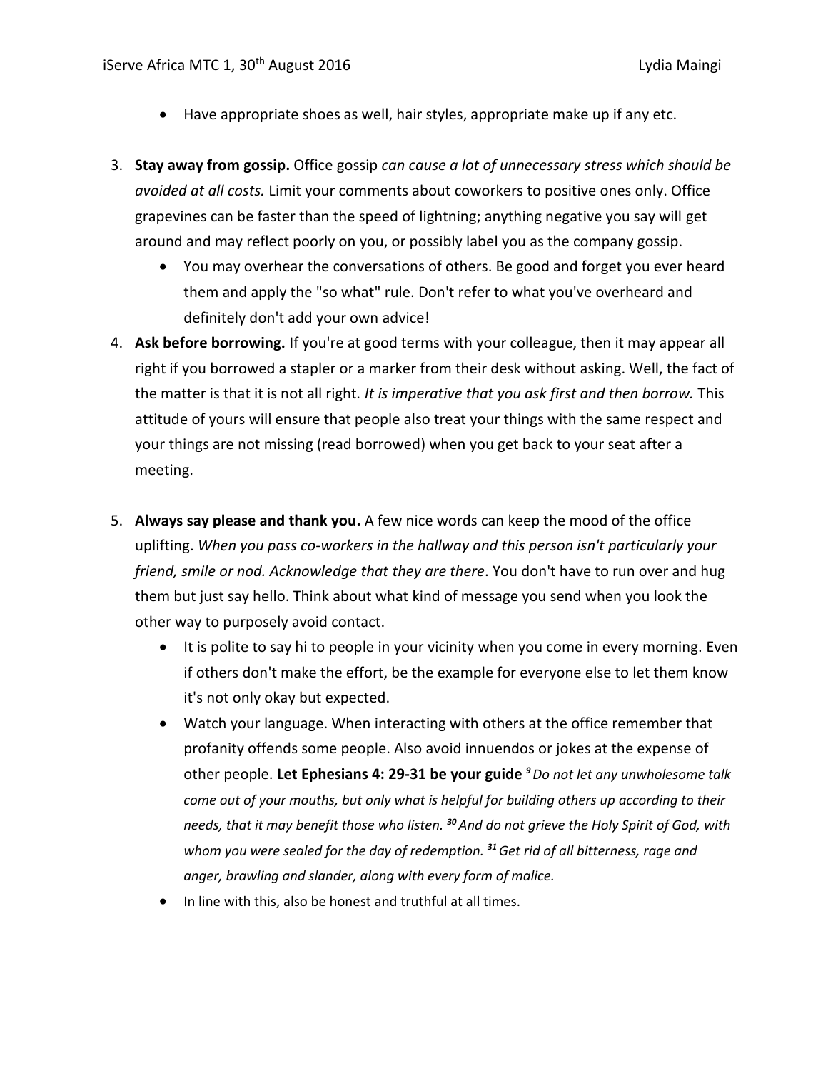- Have appropriate shoes as well, hair styles, appropriate make up if any etc.

3. **Stay away from gossip.** Office gossip *can cause a lot of unnecessary stress which should be avoided at all costs.* Limit your comments about coworkers to positive ones only. Office grapevines can be faster than the speed of lightning; anything negative you say will get around and may reflect poorly on you, or possibly label you as the company gossip.
   - You may overhear the conversations of others. Be good and forget you ever heard them and apply the "so what" rule. Don't refer to what you've overheard and definitely don't add your own advice!
4. **Ask before borrowing.** If you're at good terms with your colleague, then it may appear all right if you borrowed a stapler or a marker from their desk without asking. Well, the fact of the matter is that it is not all right. *It is imperative that you ask first and then borrow.* This attitude of yours will ensure that people also treat your things with the same respect and your things are not missing (read borrowed) when you get back to your seat after a meeting.

5. **Always say please and thank you.** A few nice words can keep the mood of the office uplifting. *When you pass co-workers in the hallway and this person isn't particularly your friend, smile or nod. Acknowledge that they are there*. You don't have to run over and hug them but just say hello. Think about what kind of message you send when you look the other way to purposely avoid contact.
   - It is polite to say hi to people in your vicinity when you come in every morning. Even if others don't make the effort, be the example for everyone else to let them know it's not only okay but expected.
   - Watch your language. When interacting with others at the office remember that profanity offends some people. Also avoid innuendos or jokes at the expense of other people. **Let Ephesians 4: 29-31 be your guide** ***[9]*** *Do not let any unwholesome talk come out of your mouths, but only what is helpful for building others up according to their needs, that it may benefit those who listen.* ***[30]*** *And do not grieve the Holy Spirit of God, with whom you were sealed for the day of redemption.* ***[31]*** *Get rid of all bitterness, rage and anger, brawling and slander, along with every form of malice.*
   - In line with this, also be honest and truthful at all times.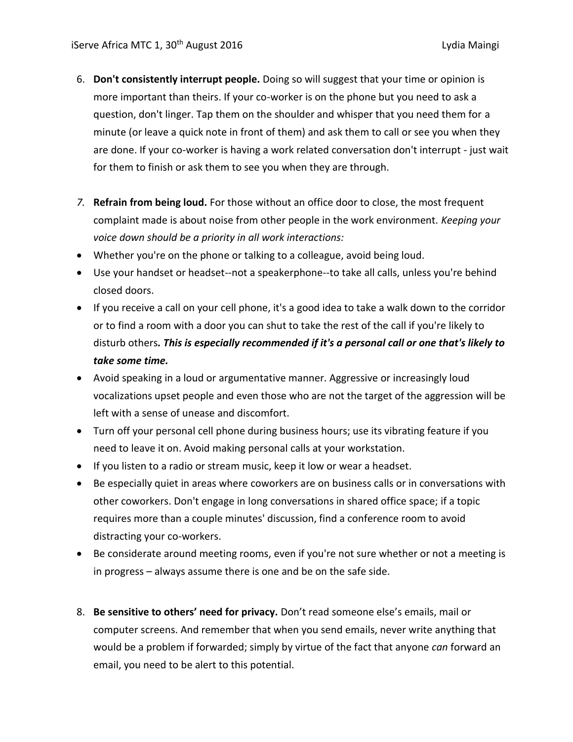6. **Don't consistently interrupt people.** Doing so will suggest that your time or opinion is more important than theirs. If your co-worker is on the phone but you need to ask a question, don't linger. Tap them on the shoulder and whisper that you need them for a minute (or leave a quick note in front of them) and ask them to call or see you when they are done. If your co-worker is having a work related conversation don't interrupt - just wait for them to finish or ask them to see you when they are through.

7. **Refrain from being loud.** For those without an office door to close, the most frequent complaint made is about noise from other people in the work environment. *Keeping your voice down should be a priority in all work interactions:*

- Whether you're on the phone or talking to a colleague, avoid being loud.
- Use your handset or headset--not a speakerphone--to take all calls, unless you're behind closed doors.
- If you receive a call on your cell phone, it's a good idea to take a walk down to the corridor or to find a room with a door you can shut to take the rest of the call if you're likely to disturb others***. This is especially recommended if it's a personal call or one that's likely to take some time.***
- Avoid speaking in a loud or argumentative manner. Aggressive or increasingly loud vocalizations upset people and even those who are not the target of the aggression will be left with a sense of unease and discomfort.
- Turn off your personal cell phone during business hours; use its vibrating feature if you need to leave it on. Avoid making personal calls at your workstation.
- If you listen to a radio or stream music, keep it low or wear a headset.
- Be especially quiet in areas where coworkers are on business calls or in conversations with other coworkers. Don't engage in long conversations in shared office space; if a topic requires more than a couple minutes' discussion, find a conference room to avoid distracting your co-workers.
- Be considerate around meeting rooms, even if you're not sure whether or not a meeting is in progress – always assume there is one and be on the safe side.

8. **Be sensitive to others' need for privacy.** Don't read someone else's emails, mail or computer screens. And remember that when you send emails, never write anything that would be a problem if forwarded; simply by virtue of the fact that anyone *can* forward an email, you need to be alert to this potential.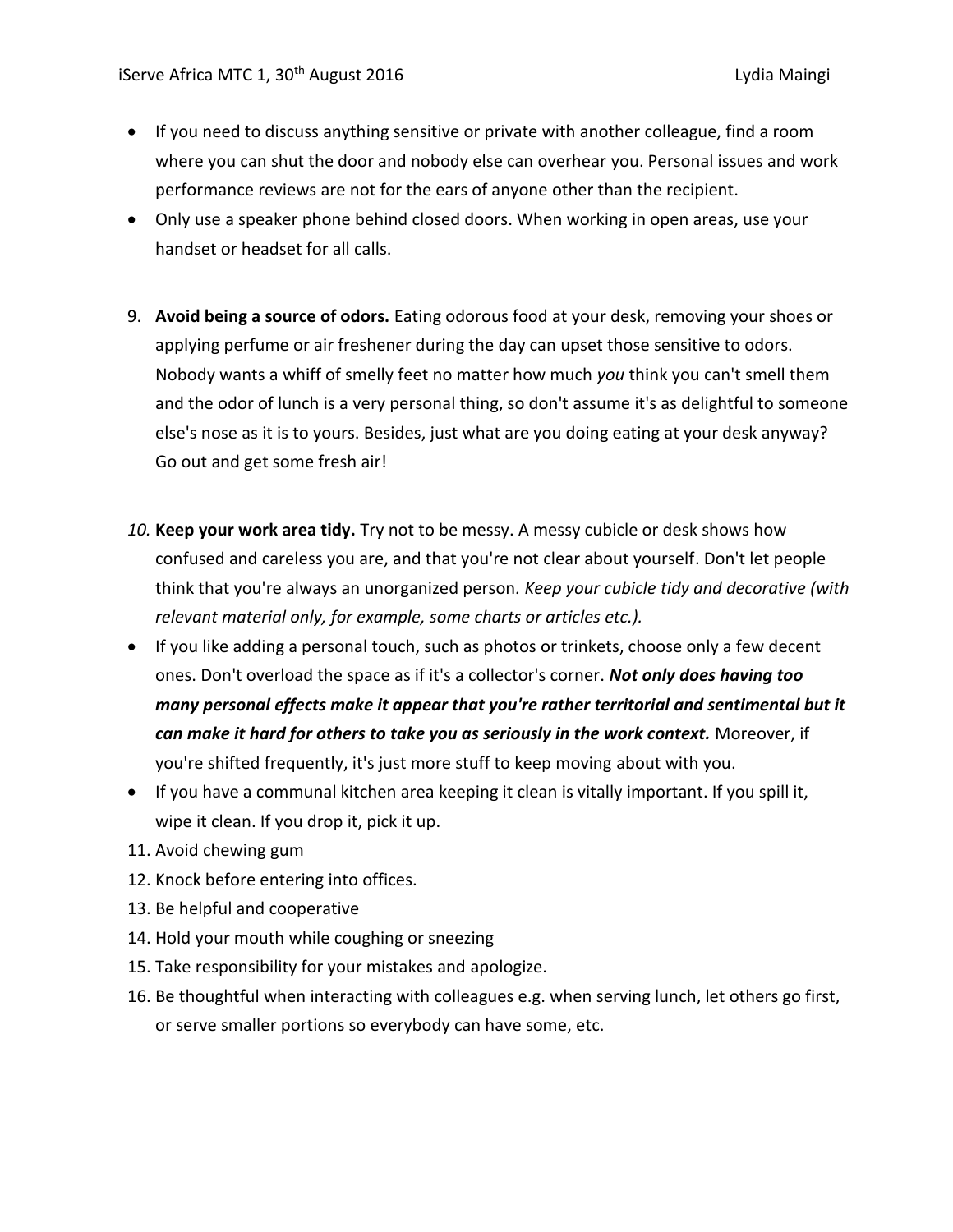- If you need to discuss anything sensitive or private with another colleague, find a room where you can shut the door and nobody else can overhear you. Personal issues and work performance reviews are not for the ears of anyone other than the recipient.
- Only use a speaker phone behind closed doors. When working in open areas, use your handset or headset for all calls.

9. **Avoid being a source of odors.** Eating odorous food at your desk, removing your shoes or applying perfume or air freshener during the day can upset those sensitive to odors. Nobody wants a whiff of smelly feet no matter how much *you* think you can't smell them and the odor of lunch is a very personal thing, so don't assume it's as delightful to someone else's nose as it is to yours. Besides, just what are you doing eating at your desk anyway? Go out and get some fresh air!

10. **Keep your work area tidy.** Try not to be messy. A messy cubicle or desk shows how confused and careless you are, and that you're not clear about yourself. Don't let people think that you're always an unorganized person. *Keep your cubicle tidy and decorative (with relevant material only, for example, some charts or articles etc.).*

- If you like adding a personal touch, such as photos or trinkets, choose only a few decent ones. Don't overload the space as if it's a collector's corner. ***Not only does having too many personal effects make it appear that you're rather territorial and sentimental but it can make it hard for others to take you as seriously in the work context.*** Moreover, if you're shifted frequently, it's just more stuff to keep moving about with you.
- If you have a communal kitchen area keeping it clean is vitally important. If you spill it, wipe it clean. If you drop it, pick it up.

11. Avoid chewing gum
12. Knock before entering into offices.
13. Be helpful and cooperative
14. Hold your mouth while coughing or sneezing
15. Take responsibility for your mistakes and apologize.
16. Be thoughtful when interacting with colleagues e.g. when serving lunch, let others go first, or serve smaller portions so everybody can have some, etc.